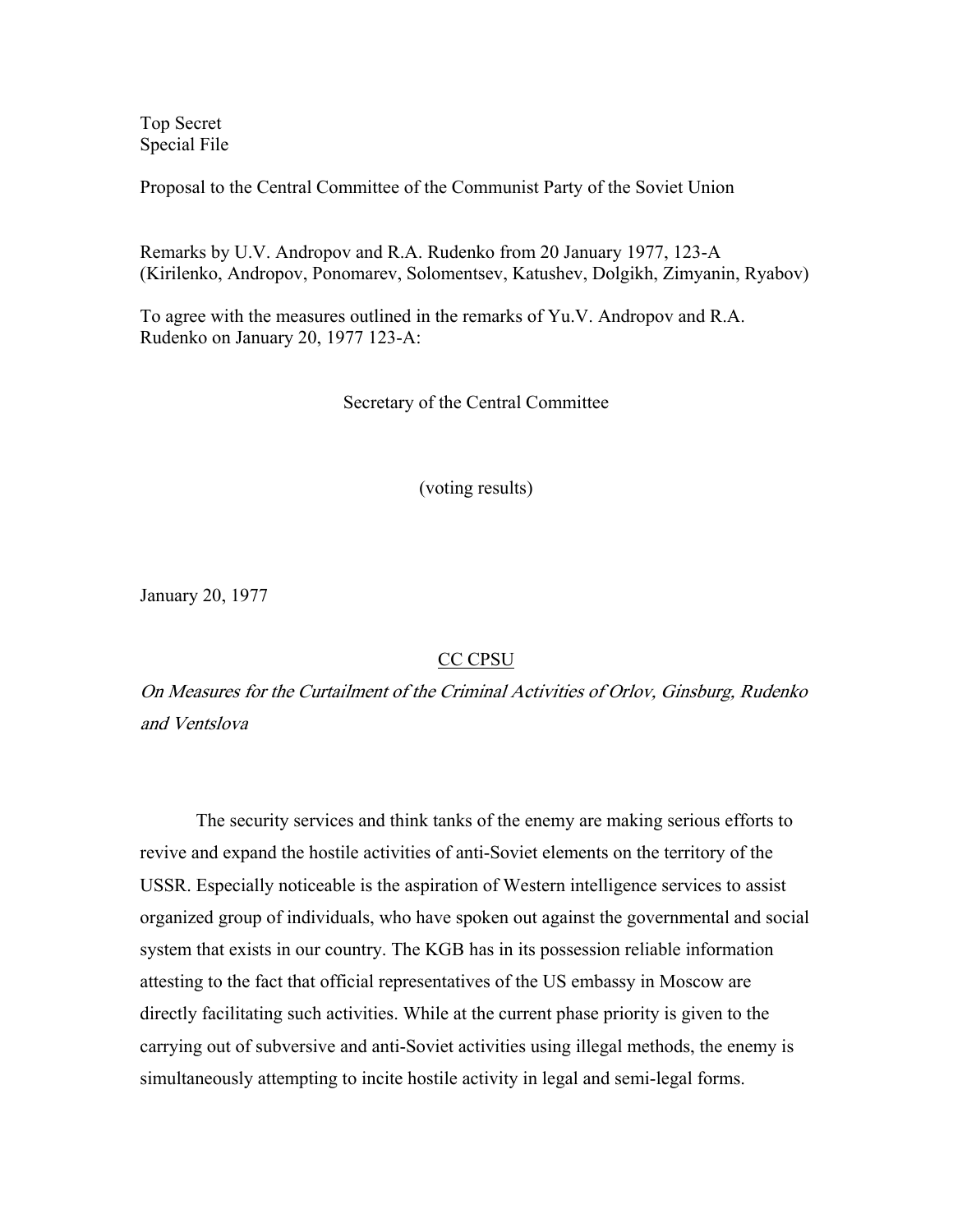Top Secret
Special File

Proposal to the Central Committee of the Communist Party of the Soviet Union

Remarks by U.V. Andropov and R.A. Rudenko from 20 January 1977, 123-A (Kirilenko, Andropov, Ponomarev, Solomentsev, Katushev, Dolgikh, Zimyanin, Ryabov)

To agree with the measures outlined in the remarks of Yu.V. Andropov and R.A. Rudenko on January 20, 1977 123-A:

Secretary of the Central Committee

(voting results)

January 20, 1977

CC CPSU

*On Measures for the Curtailment of the Criminal Activities of Orlov, Ginsburg, Rudenko and Ventslova*

The security services and think tanks of the enemy are making serious efforts to revive and expand the hostile activities of anti-Soviet elements on the territory of the USSR. Especially noticeable is the aspiration of Western intelligence services to assist organized group of individuals, who have spoken out against the governmental and social system that exists in our country. The KGB has in its possession reliable information attesting to the fact that official representatives of the US embassy in Moscow are directly facilitating such activities. While at the current phase priority is given to the carrying out of subversive and anti-Soviet activities using illegal methods, the enemy is simultaneously attempting to incite hostile activity in legal and semi-legal forms.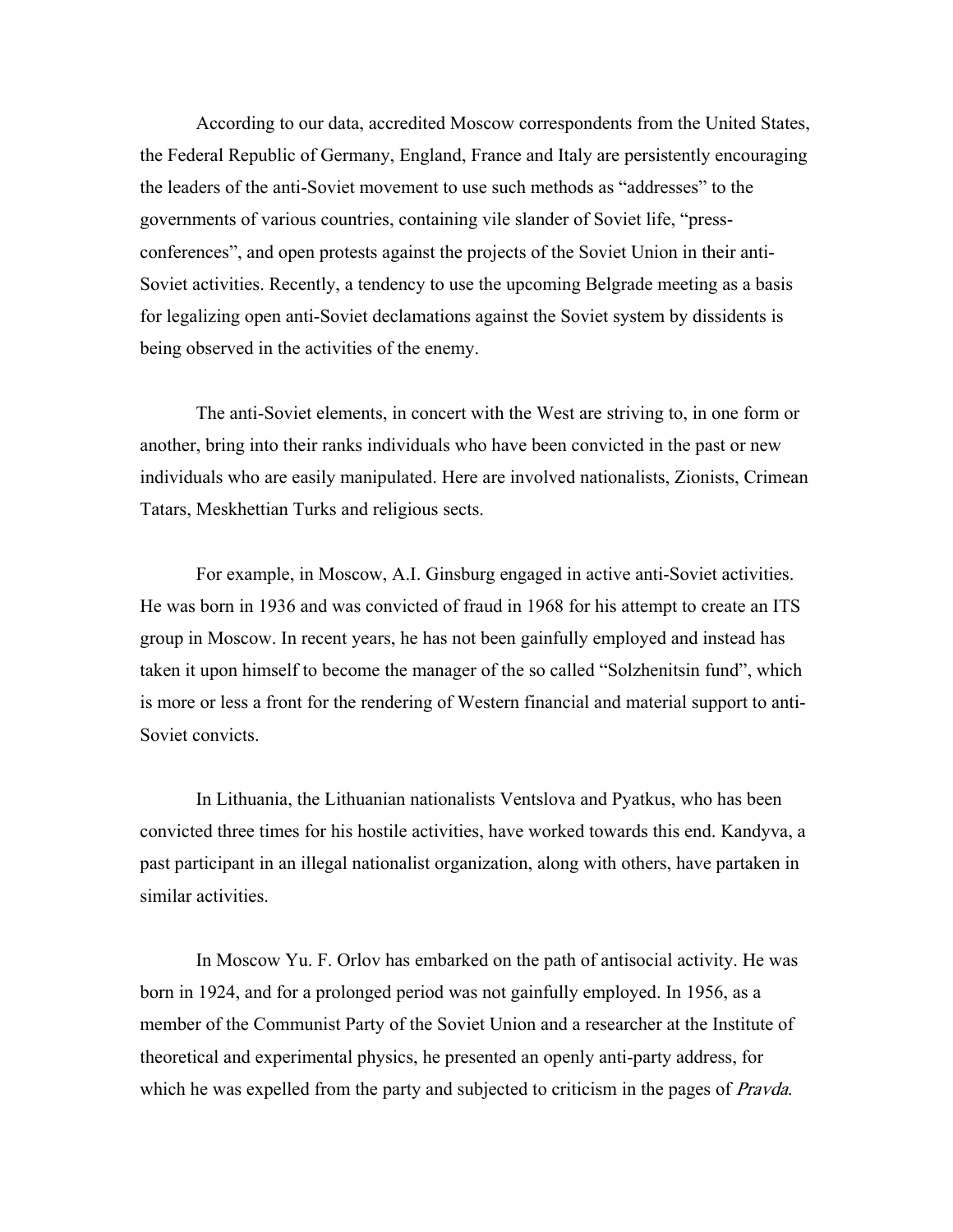According to our data, accredited Moscow correspondents from the United States, the Federal Republic of Germany, England, France and Italy are persistently encouraging the leaders of the anti-Soviet movement to use such methods as "addresses" to the governments of various countries, containing vile slander of Soviet life, "press-conferences", and open protests against the projects of the Soviet Union in their anti-Soviet activities. Recently, a tendency to use the upcoming Belgrade meeting as a basis for legalizing open anti-Soviet declamations against the Soviet system by dissidents is being observed in the activities of the enemy.

The anti-Soviet elements, in concert with the West are striving to, in one form or another, bring into their ranks individuals who have been convicted in the past or new individuals who are easily manipulated. Here are involved nationalists, Zionists, Crimean Tatars, Meskhettian Turks and religious sects.

For example, in Moscow, A.I. Ginsburg engaged in active anti-Soviet activities. He was born in 1936 and was convicted of fraud in 1968 for his attempt to create an ITS group in Moscow. In recent years, he has not been gainfully employed and instead has taken it upon himself to become the manager of the so called "Solzhenitsin fund", which is more or less a front for the rendering of Western financial and material support to anti-Soviet convicts.

In Lithuania, the Lithuanian nationalists Ventslova and Pyatkus, who has been convicted three times for his hostile activities, have worked towards this end. Kandyva, a past participant in an illegal nationalist organization, along with others, have partaken in similar activities.

In Moscow Yu. F. Orlov has embarked on the path of antisocial activity. He was born in 1924, and for a prolonged period was not gainfully employed. In 1956, as a member of the Communist Party of the Soviet Union and a researcher at the Institute of theoretical and experimental physics, he presented an openly anti-party address, for which he was expelled from the party and subjected to criticism in the pages of *Pravda*.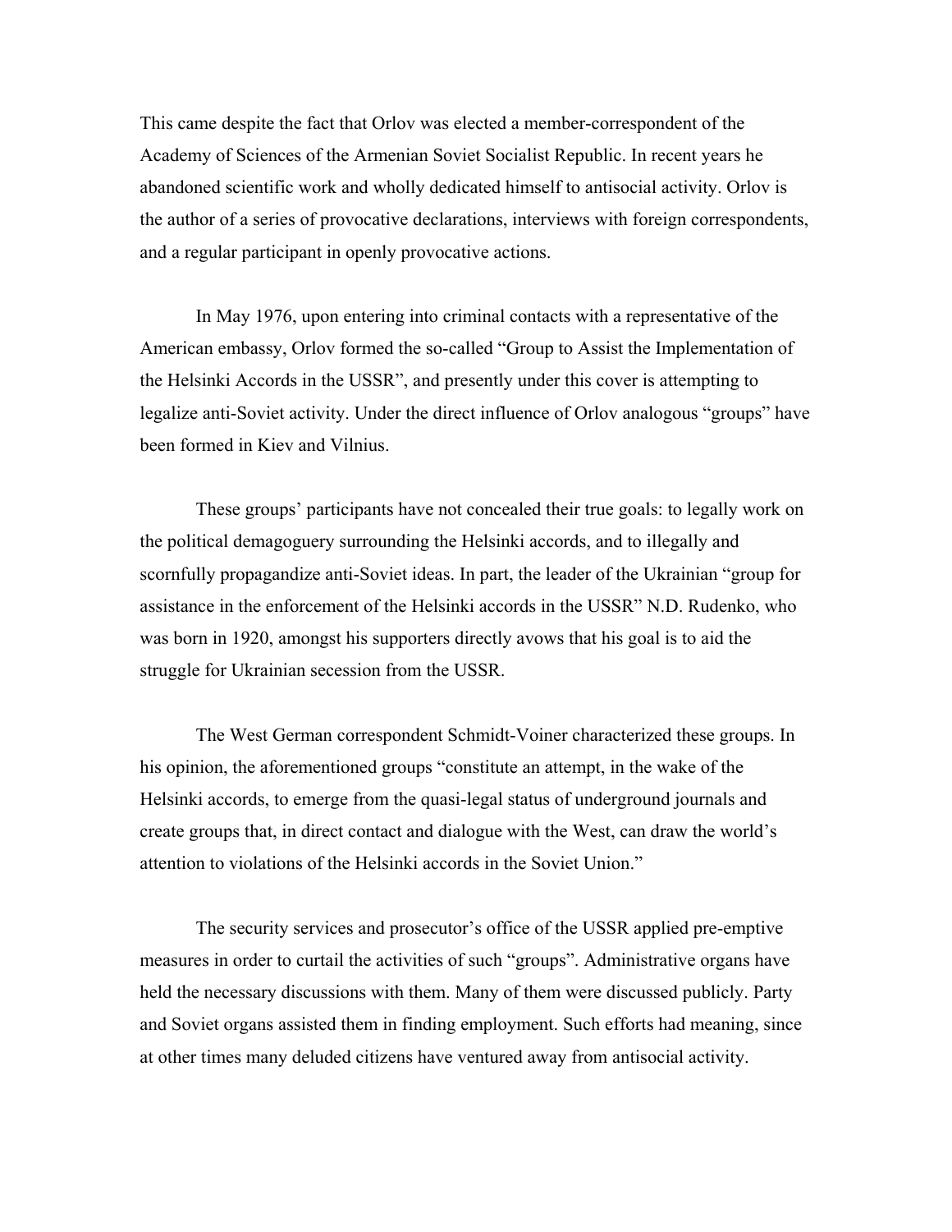This came despite the fact that Orlov was elected a member-correspondent of the Academy of Sciences of the Armenian Soviet Socialist Republic. In recent years he abandoned scientific work and wholly dedicated himself to antisocial activity. Orlov is the author of a series of provocative declarations, interviews with foreign correspondents, and a regular participant in openly provocative actions.

In May 1976, upon entering into criminal contacts with a representative of the American embassy, Orlov formed the so-called "Group to Assist the Implementation of the Helsinki Accords in the USSR", and presently under this cover is attempting to legalize anti-Soviet activity. Under the direct influence of Orlov analogous "groups" have been formed in Kiev and Vilnius.

These groups' participants have not concealed their true goals: to legally work on the political demagoguery surrounding the Helsinki accords, and to illegally and scornfully propagandize anti-Soviet ideas. In part, the leader of the Ukrainian "group for assistance in the enforcement of the Helsinki accords in the USSR" N.D. Rudenko, who was born in 1920, amongst his supporters directly avows that his goal is to aid the struggle for Ukrainian secession from the USSR.

The West German correspondent Schmidt-Voiner characterized these groups. In his opinion, the aforementioned groups "constitute an attempt, in the wake of the Helsinki accords, to emerge from the quasi-legal status of underground journals and create groups that, in direct contact and dialogue with the West, can draw the world's attention to violations of the Helsinki accords in the Soviet Union."

The security services and prosecutor's office of the USSR applied pre-emptive measures in order to curtail the activities of such "groups". Administrative organs have held the necessary discussions with them. Many of them were discussed publicly. Party and Soviet organs assisted them in finding employment. Such efforts had meaning, since at other times many deluded citizens have ventured away from antisocial activity.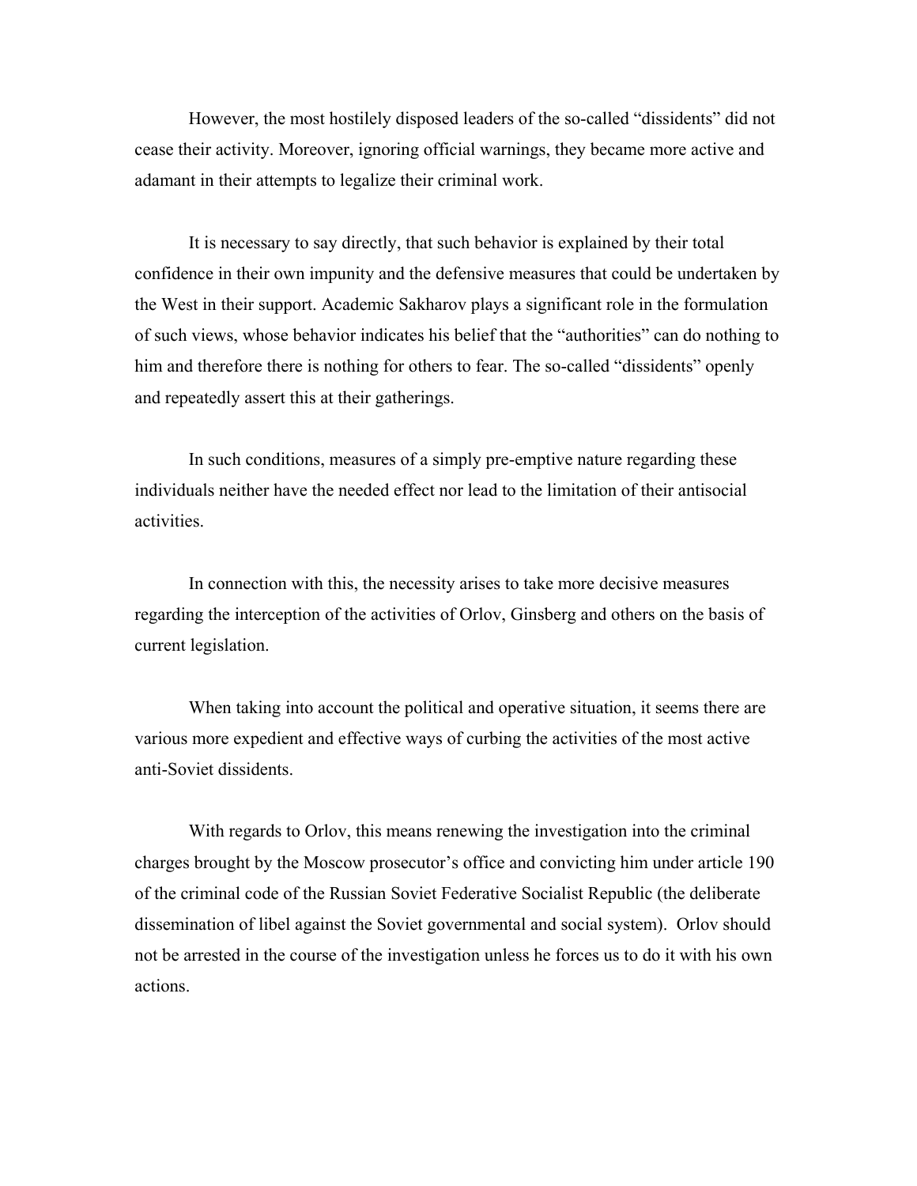However, the most hostilely disposed leaders of the so-called "dissidents" did not cease their activity. Moreover, ignoring official warnings, they became more active and adamant in their attempts to legalize their criminal work.

It is necessary to say directly, that such behavior is explained by their total confidence in their own impunity and the defensive measures that could be undertaken by the West in their support. Academic Sakharov plays a significant role in the formulation of such views, whose behavior indicates his belief that the "authorities" can do nothing to him and therefore there is nothing for others to fear. The so-called "dissidents" openly and repeatedly assert this at their gatherings.

In such conditions, measures of a simply pre-emptive nature regarding these individuals neither have the needed effect nor lead to the limitation of their antisocial activities.

In connection with this, the necessity arises to take more decisive measures regarding the interception of the activities of Orlov, Ginsberg and others on the basis of current legislation.

When taking into account the political and operative situation, it seems there are various more expedient and effective ways of curbing the activities of the most active anti-Soviet dissidents.

With regards to Orlov, this means renewing the investigation into the criminal charges brought by the Moscow prosecutor's office and convicting him under article 190 of the criminal code of the Russian Soviet Federative Socialist Republic (the deliberate dissemination of libel against the Soviet governmental and social system). Orlov should not be arrested in the course of the investigation unless he forces us to do it with his own actions.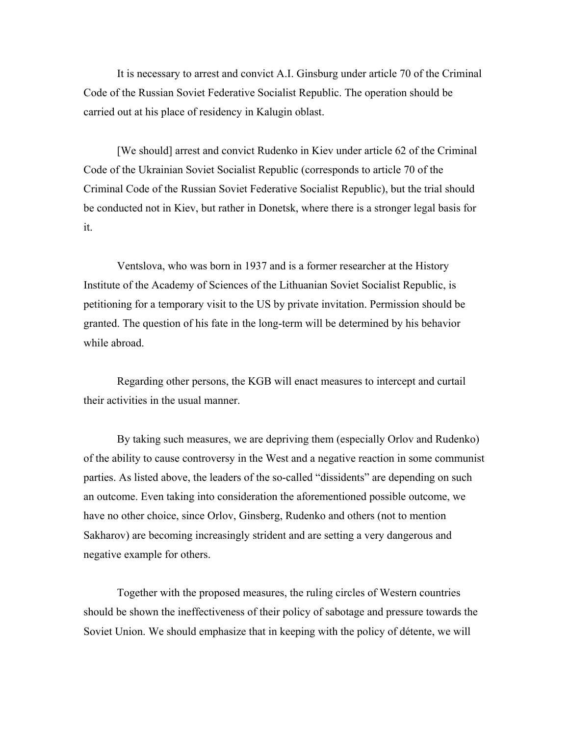It is necessary to arrest and convict A.I. Ginsburg under article 70 of the Criminal Code of the Russian Soviet Federative Socialist Republic. The operation should be carried out at his place of residency in Kalugin oblast.

[We should] arrest and convict Rudenko in Kiev under article 62 of the Criminal Code of the Ukrainian Soviet Socialist Republic (corresponds to article 70 of the Criminal Code of the Russian Soviet Federative Socialist Republic), but the trial should be conducted not in Kiev, but rather in Donetsk, where there is a stronger legal basis for it.

Ventslova, who was born in 1937 and is a former researcher at the History Institute of the Academy of Sciences of the Lithuanian Soviet Socialist Republic, is petitioning for a temporary visit to the US by private invitation. Permission should be granted. The question of his fate in the long-term will be determined by his behavior while abroad.

Regarding other persons, the KGB will enact measures to intercept and curtail their activities in the usual manner.

By taking such measures, we are depriving them (especially Orlov and Rudenko) of the ability to cause controversy in the West and a negative reaction in some communist parties. As listed above, the leaders of the so-called "dissidents" are depending on such an outcome. Even taking into consideration the aforementioned possible outcome, we have no other choice, since Orlov, Ginsberg, Rudenko and others (not to mention Sakharov) are becoming increasingly strident and are setting a very dangerous and negative example for others.

Together with the proposed measures, the ruling circles of Western countries should be shown the ineffectiveness of their policy of sabotage and pressure towards the Soviet Union. We should emphasize that in keeping with the policy of détente, we will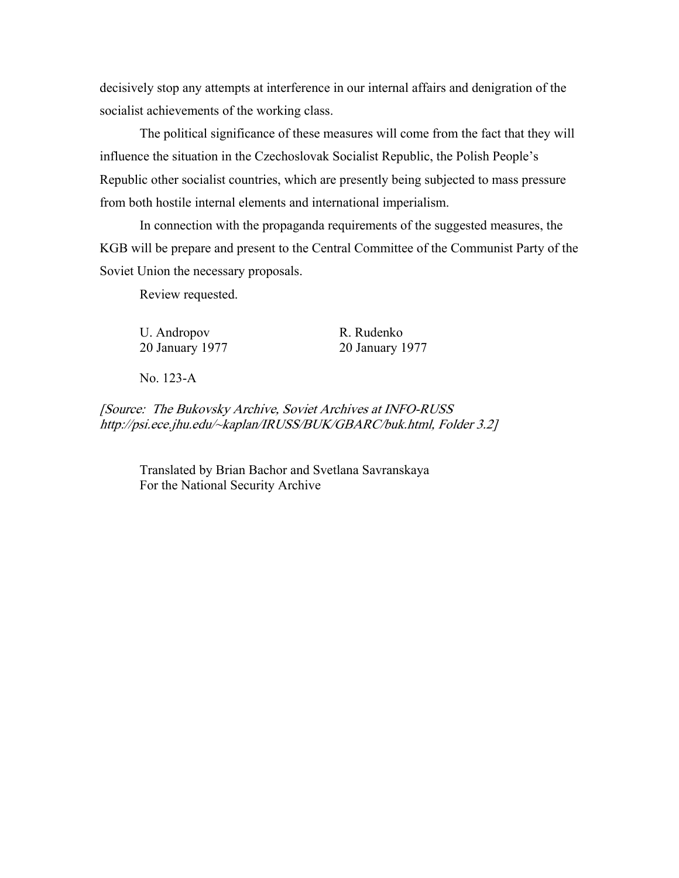decisively stop any attempts at interference in our internal affairs and denigration of the socialist achievements of the working class.

The political significance of these measures will come from the fact that they will influence the situation in the Czechoslovak Socialist Republic, the Polish People's Republic other socialist countries, which are presently being subjected to mass pressure from both hostile internal elements and international imperialism.

In connection with the propaganda requirements of the suggested measures, the KGB will be prepare and present to the Central Committee of the Communist Party of the Soviet Union the necessary proposals.

Review requested.

U. Andropov
20 January 1977

R. Rudenko
20 January 1977

No. 123-A

*[Source: The Bukovsky Archive, Soviet Archives at INFO-RUSS http://psi.ece.jhu.edu/~kaplan/IRUSS/BUK/GBARC/buk.html, Folder 3.2]*

Translated by Brian Bachor and Svetlana Savranskaya
For the National Security Archive